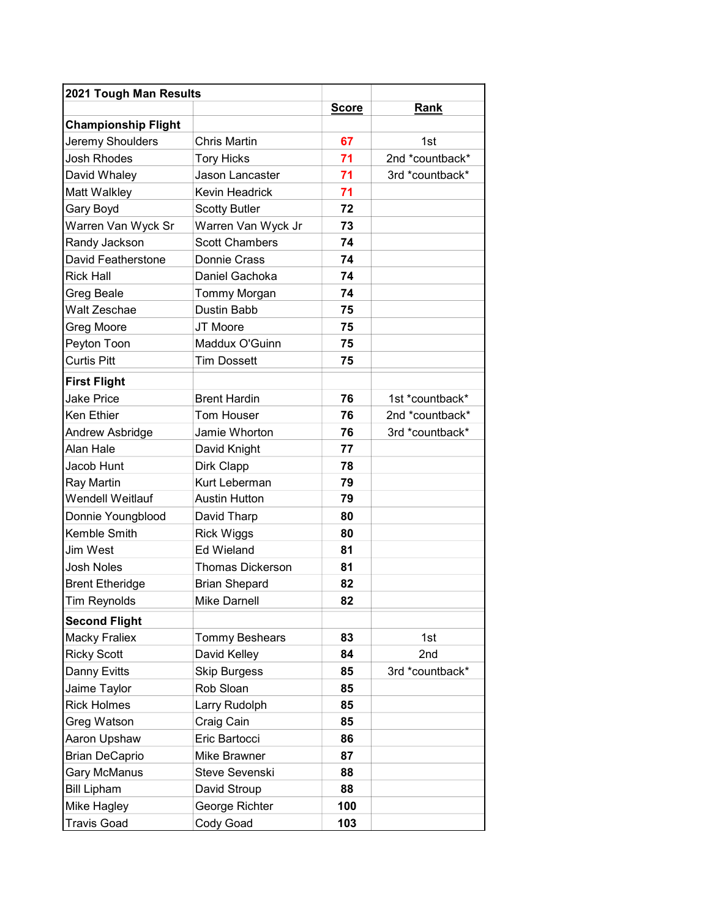| 2021 Tough Man Results | | Score | Rank |
|---|---|---|---|
| **Championship Flight** | | | |
| Jeremy Shoulders | Chris Martin | 67 | 1st |
| Josh Rhodes | Tory Hicks | 71 | 2nd *countback* |
| David Whaley | Jason Lancaster | 71 | 3rd *countback* |
| Matt Walkley | Kevin Headrick | 71 | |
| Gary Boyd | Scotty Butler | 72 | |
| Warren Van Wyck Sr | Warren Van Wyck Jr | 73 | |
| Randy Jackson | Scott Chambers | 74 | |
| David Featherstone | Donnie Crass | 74 | |
| Rick Hall | Daniel Gachoka | 74 | |
| Greg Beale | Tommy Morgan | 74 | |
| Walt Zeschae | Dustin Babb | 75 | |
| Greg Moore | JT Moore | 75 | |
| Peyton Toon | Maddux O'Guinn | 75 | |
| Curtis Pitt | Tim Dossett | 75 | |
| **First Flight** | | | |
| Jake Price | Brent Hardin | 76 | 1st *countback* |
| Ken Ethier | Tom Houser | 76 | 2nd *countback* |
| Andrew Asbridge | Jamie Whorton | 76 | 3rd *countback* |
| Alan Hale | David Knight | 77 | |
| Jacob Hunt | Dirk Clapp | 78 | |
| Ray Martin | Kurt Leberman | 79 | |
| Wendell Weitlauf | Austin Hutton | 79 | |
| Donnie Youngblood | David Tharp | 80 | |
| Kemble Smith | Rick Wiggs | 80 | |
| Jim West | Ed Wieland | 81 | |
| Josh Noles | Thomas Dickerson | 81 | |
| Brent Etheridge | Brian Shepard | 82 | |
| Tim Reynolds | Mike Darnell | 82 | |
| **Second Flight** | | | |
| Macky Fraliex | Tommy Beshears | 83 | 1st |
| Ricky Scott | David Kelley | 84 | 2nd |
| Danny Evitts | Skip Burgess | 85 | 3rd *countback* |
| Jaime Taylor | Rob Sloan | 85 | |
| Rick Holmes | Larry Rudolph | 85 | |
| Greg Watson | Craig Cain | 85 | |
| Aaron Upshaw | Eric Bartocci | 86 | |
| Brian DeCaprio | Mike Brawner | 87 | |
| Gary McManus | Steve Sevenski | 88 | |
| Bill Lipham | David Stroup | 88 | |
| Mike Hagley | George Richter | 100 | |
| Travis Goad | Cody Goad | 103 | |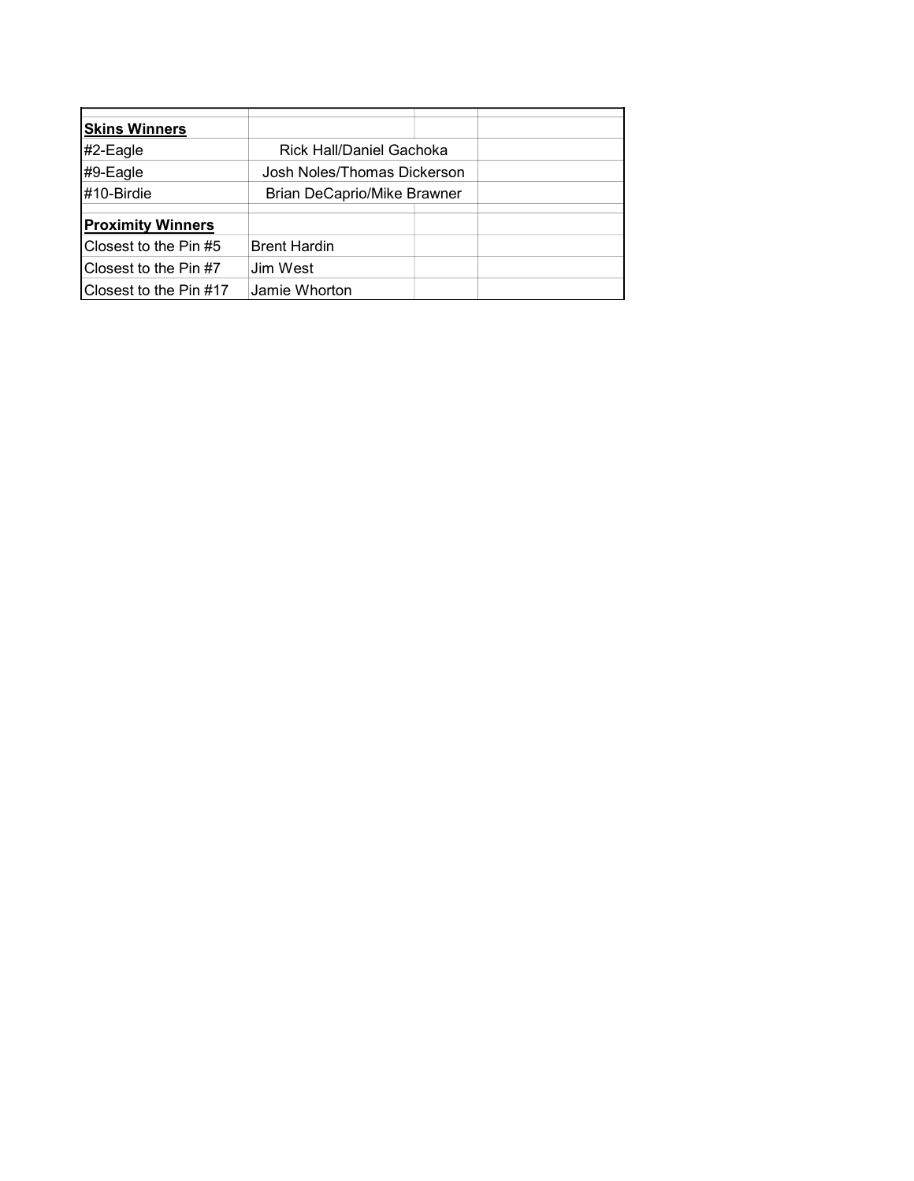| | | | |
|---|---|---|---|
| **Skins Winners** | | | |
| #2-Eagle | Rick Hall/Daniel Gachoka | | |
| #9-Eagle | Josh Noles/Thomas Dickerson | | |
| #10-Birdie | Brian DeCaprio/Mike Brawner | | |
| | | | |
| **Proximity Winners** | | | |
| Closest to the Pin #5 | Brent Hardin | | |
| Closest to the Pin #7 | Jim West | | |
| Closest to the Pin #17 | Jamie Whorton | | |